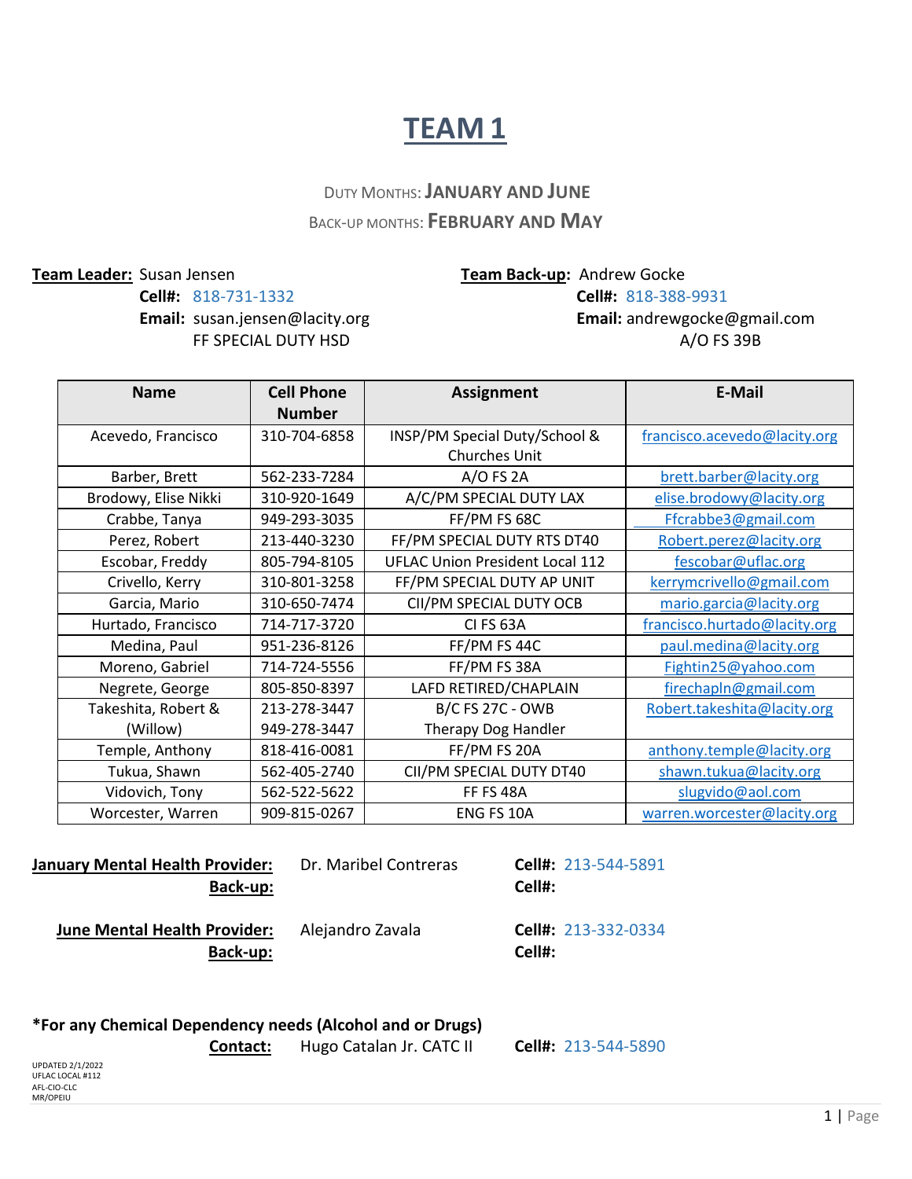# TEAM 1

DUTY MONTHS: **JANUARY AND JUNE**

BACK-UP MONTHS: **FEBRUARY AND MAY**

**Team Leader:** Susan Jensen
**Cell#:** 818-731-1332
**Email:** susan.jensen@lacity.org
FF SPECIAL DUTY HSD

**Team Back-up:** Andrew Gocke
**Cell#:** 818-388-9931
**Email:** andrewgocke@gmail.com
A/O FS 39B

| Name | Cell Phone Number | Assignment | E-Mail |
|---|---|---|---|
| Acevedo, Francisco | 310-704-6858 | INSP/PM Special Duty/School & Churches Unit | francisco.acevedo@lacity.org |
| Barber, Brett | 562-233-7284 | A/O FS 2A | brett.barber@lacity.org |
| Brodowy, Elise Nikki | 310-920-1649 | A/C/PM SPECIAL DUTY LAX | elise.brodowy@lacity.org |
| Crabbe, Tanya | 949-293-3035 | FF/PM FS 68C | Ffcrabbe3@gmail.com |
| Perez, Robert | 213-440-3230 | FF/PM SPECIAL DUTY RTS DT40 | Robert.perez@lacity.org |
| Escobar, Freddy | 805-794-8105 | UFLAC Union President Local 112 | fescobar@uflac.org |
| Crivello, Kerry | 310-801-3258 | FF/PM SPECIAL DUTY AP UNIT | kerrymcrivello@gmail.com |
| Garcia, Mario | 310-650-7474 | CII/PM SPECIAL DUTY OCB | mario.garcia@lacity.org |
| Hurtado, Francisco | 714-717-3720 | CI FS 63A | francisco.hurtado@lacity.org |
| Medina, Paul | 951-236-8126 | FF/PM FS 44C | paul.medina@lacity.org |
| Moreno, Gabriel | 714-724-5556 | FF/PM FS 38A | Fightin25@yahoo.com |
| Negrete, George | 805-850-8397 | LAFD RETIRED/CHAPLAIN | firechapln@gmail.com |
| Takeshita, Robert & (Willow) | 213-278-3447 949-278-3447 | B/C FS 27C - OWB Therapy Dog Handler | Robert.takeshita@lacity.org |
| Temple, Anthony | 818-416-0081 | FF/PM FS 20A | anthony.temple@lacity.org |
| Tukua, Shawn | 562-405-2740 | CII/PM SPECIAL DUTY DT40 | shawn.tukua@lacity.org |
| Vidovich, Tony | 562-522-5622 | FF FS 48A | slugvido@aol.com |
| Worcester, Warren | 909-815-0267 | ENG FS 10A | warren.worcester@lacity.org |

**January Mental Health Provider:** Dr. Maribel Contreras **Cell#:** 213-544-5891
**Back-up:** **Cell#:**

**June Mental Health Provider:** Alejandro Zavala **Cell#:** 213-332-0334
**Back-up:** **Cell#:**

**\*For any Chemical Dependency needs (Alcohol and or Drugs)**
**Contact:** Hugo Catalan Jr. CATC II **Cell#:** 213-544-5890

UPDATED 2/1/2022
UFLAC LOCAL #112
AFL-CIO-CLC
MR/OPEIU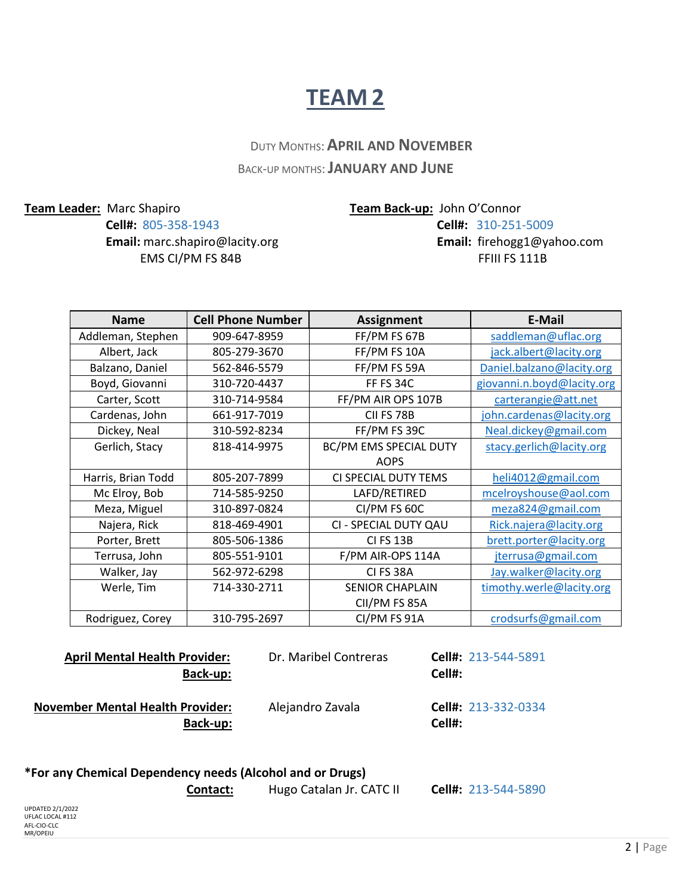# TEAM 2

DUTY MONTHS: **APRIL AND NOVEMBER**
BACK-UP MONTHS: **JANUARY AND JUNE**

**Team Leader:** Marc Shapiro
**Cell#:** 805-358-1943
**Email:** marc.shapiro@lacity.org
EMS CI/PM FS 84B

**Team Back-up:** John O'Connor
**Cell#:** 310-251-5009
**Email:** firehogg1@yahoo.com
FFIII FS 111B

| Name | Cell Phone Number | Assignment | E-Mail |
|---|---|---|---|
| Addleman, Stephen | 909-647-8959 | FF/PM FS 67B | saddleman@uflac.org |
| Albert, Jack | 805-279-3670 | FF/PM FS 10A | jack.albert@lacity.org |
| Balzano, Daniel | 562-846-5579 | FF/PM FS 59A | Daniel.balzano@lacity.org |
| Boyd, Giovanni | 310-720-4437 | FF FS 34C | giovanni.n.boyd@lacity.org |
| Carter, Scott | 310-714-9584 | FF/PM AIR OPS 107B | carterangie@att.net |
| Cardenas, John | 661-917-7019 | CII FS 78B | john.cardenas@lacity.org |
| Dickey, Neal | 310-592-8234 | FF/PM FS 39C | Neal.dickey@gmail.com |
| Gerlich, Stacy | 818-414-9975 | BC/PM EMS SPECIAL DUTY AOPS | stacy.gerlich@lacity.org |
| Harris, Brian Todd | 805-207-7899 | CI SPECIAL DUTY TEMS | heli4012@gmail.com |
| Mc Elroy, Bob | 714-585-9250 | LAFD/RETIRED | mcelroyshouse@aol.com |
| Meza, Miguel | 310-897-0824 | CI/PM FS 60C | meza824@gmail.com |
| Najera, Rick | 818-469-4901 | CI - SPECIAL DUTY QAU | Rick.najera@lacity.org |
| Porter, Brett | 805-506-1386 | CI FS 13B | brett.porter@lacity.org |
| Terrusa, John | 805-551-9101 | F/PM AIR-OPS 114A | jterrusa@gmail.com |
| Walker, Jay | 562-972-6298 | CI FS 38A | Jay.walker@lacity.org |
| Werle, Tim | 714-330-2711 | SENIOR CHAPLAIN CII/PM FS 85A | timothy.werle@lacity.org |
| Rodriguez, Corey | 310-795-2697 | CI/PM FS 91A | crodsurfs@gmail.com |

**April Mental Health Provider:** Dr. Maribel Contreras **Cell#:** 213-544-5891
**Back-up:** **Cell#:**

**November Mental Health Provider:** Alejandro Zavala **Cell#:** 213-332-0334
**Back-up:** **Cell#:**

**\*For any Chemical Dependency needs (Alcohol and or Drugs)**
**Contact:** Hugo Catalan Jr. CATC II **Cell#:** 213-544-5890

UPDATED 2/1/2022
UFLAC LOCAL #112
AFL-CIO-CLC
MR/OPEIU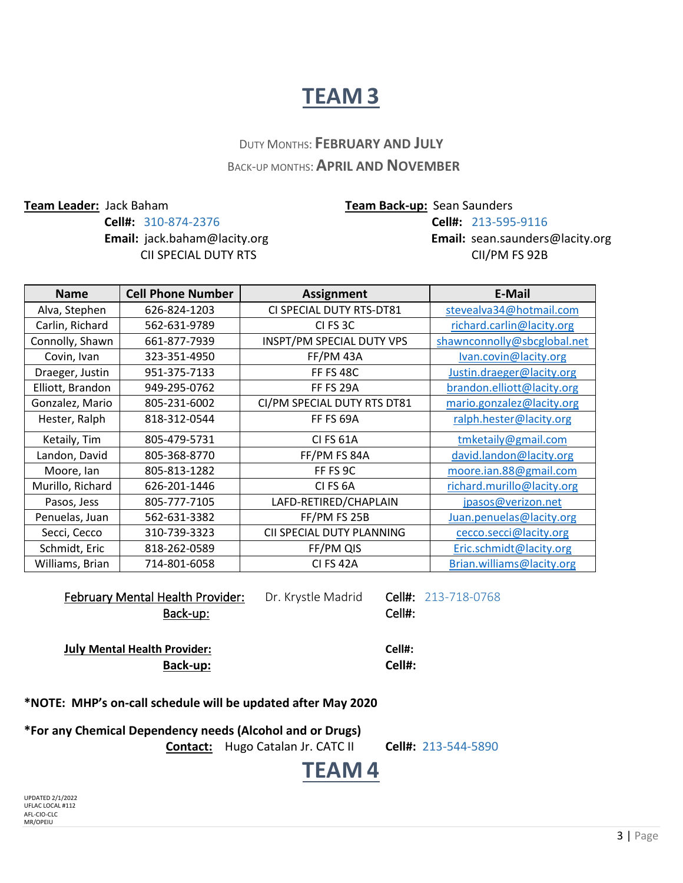# TEAM 3

DUTY MONTHS: **FEBRUARY AND JULY**
BACK-UP MONTHS: **APRIL AND NOVEMBER**

**Team Leader:** Jack Baham
**Cell#:** 310-874-2376
**Email:** jack.baham@lacity.org
CII SPECIAL DUTY RTS

**Team Back-up:** Sean Saunders
**Cell#:** 213-595-9116
**Email:** sean.saunders@lacity.org
CII/PM FS 92B

| Name | Cell Phone Number | Assignment | E-Mail |
|---|---|---|---|
| Alva, Stephen | 626-824-1203 | CI SPECIAL DUTY RTS-DT81 | stevealva34@hotmail.com |
| Carlin, Richard | 562-631-9789 | CI FS 3C | richard.carlin@lacity.org |
| Connolly, Shawn | 661-877-7939 | INSPT/PM SPECIAL DUTY VPS | shawnconnolly@sbcglobal.net |
| Covin, Ivan | 323-351-4950 | FF/PM 43A | Ivan.covin@lacity.org |
| Draeger, Justin | 951-375-7133 | FF FS 48C | Justin.draeger@lacity.org |
| Elliott, Brandon | 949-295-0762 | FF FS 29A | brandon.elliott@lacity.org |
| Gonzalez, Mario | 805-231-6002 | CI/PM SPECIAL DUTY RTS DT81 | mario.gonzalez@lacity.org |
| Hester, Ralph | 818-312-0544 | FF FS 69A | ralph.hester@lacity.org |
| Ketaily, Tim | 805-479-5731 | CI FS 61A | tmketaily@gmail.com |
| Landon, David | 805-368-8770 | FF/PM FS 84A | david.landon@lacity.org |
| Moore, Ian | 805-813-1282 | FF FS 9C | moore.ian.88@gmail.com |
| Murillo, Richard | 626-201-1446 | CI FS 6A | richard.murillo@lacity.org |
| Pasos, Jess | 805-777-7105 | LAFD-RETIRED/CHAPLAIN | jpasos@verizon.net |
| Penuelas, Juan | 562-631-3382 | FF/PM FS 25B | Juan.penuelas@lacity.org |
| Secci, Cecco | 310-739-3323 | CII SPECIAL DUTY PLANNING | cecco.secci@lacity.org |
| Schmidt, Eric | 818-262-0589 | FF/PM QIS | Eric.schmidt@lacity.org |
| Williams, Brian | 714-801-6058 | CI FS 42A | Brian.williams@lacity.org |

February Mental Health Provider: Dr. Krystle Madrid **Cell#:** 213-718-0768
Back-up: **Cell#:**

**July Mental Health Provider:** **Cell#:**
**Back-up:** **Cell#:**

**\*NOTE: MHP's on-call schedule will be updated after May 2020**

**\*For any Chemical Dependency needs (Alcohol and or Drugs)**
**Contact:** Hugo Catalan Jr. CATC II **Cell#:** 213-544-5890

# TEAM 4

UPDATED 2/1/2022
UFLAC LOCAL #112
AFL-CIO-CLC
MR/OPEIU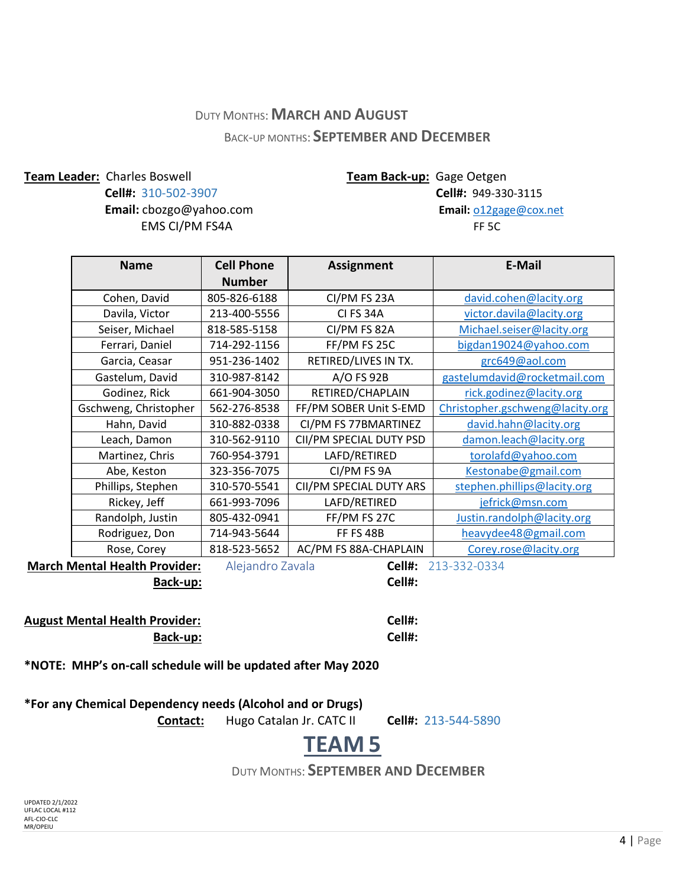DUTY MONTHS: **MARCH AND AUGUST**

BACK-UP MONTHS: **SEPTEMBER AND DECEMBER**

**Team Leader:** Charles Boswell
**Cell#:** 310-502-3907
**Email:** cbozgo@yahoo.com
EMS CI/PM FS4A

**Team Back-up:** Gage Oetgen
**Cell#:** 949-330-3115
**Email:** o12gage@cox.net
FF 5C

| Name | Cell Phone Number | Assignment | E-Mail |
|---|---|---|---|
| Cohen, David | 805-826-6188 | CI/PM FS 23A | david.cohen@lacity.org |
| Davila, Victor | 213-400-5556 | CI FS 34A | victor.davila@lacity.org |
| Seiser, Michael | 818-585-5158 | CI/PM FS 82A | Michael.seiser@lacity.org |
| Ferrari, Daniel | 714-292-1156 | FF/PM FS 25C | bigdan19024@yahoo.com |
| Garcia, Ceasar | 951-236-1402 | RETIRED/LIVES IN TX. | grc649@aol.com |
| Gastelum, David | 310-987-8142 | A/O FS 92B | gastelumdavid@rocketmail.com |
| Godinez, Rick | 661-904-3050 | RETIRED/CHAPLAIN | rick.godinez@lacity.org |
| Gschweng, Christopher | 562-276-8538 | FF/PM SOBER Unit S-EMD | Christopher.gschweng@lacity.org |
| Hahn, David | 310-882-0338 | CI/PM FS 77BMARTINEZ | david.hahn@lacity.org |
| Leach, Damon | 310-562-9110 | CII/PM SPECIAL DUTY PSD | damon.leach@lacity.org |
| Martinez, Chris | 760-954-3791 | LAFD/RETIRED | torolafd@yahoo.com |
| Abe, Keston | 323-356-7075 | CI/PM FS 9A | Kestonabe@gmail.com |
| Phillips, Stephen | 310-570-5541 | CII/PM SPECIAL DUTY ARS | stephen.phillips@lacity.org |
| Rickey, Jeff | 661-993-7096 | LAFD/RETIRED | jefrick@msn.com |
| Randolph, Justin | 805-432-0941 | FF/PM FS 27C | Justin.randolph@lacity.org |
| Rodriguez, Don | 714-943-5644 | FF FS 48B | heavydee48@gmail.com |
| Rose, Corey | 818-523-5652 | AC/PM FS 88A-CHAPLAIN | Corey.rose@lacity.org |

**March Mental Health Provider:** Alejandro Zavala **Cell#:** 213-332-0334
**Back-up:** **Cell#:**

**August Mental Health Provider:** **Cell#:**
**Back-up:** **Cell#:**

**\*NOTE: MHP's on-call schedule will be updated after May 2020**

**\*For any Chemical Dependency needs (Alcohol and or Drugs)**
**Contact:** Hugo Catalan Jr. CATC II **Cell#:** 213-544-5890

# TEAM 5

DUTY MONTHS: **SEPTEMBER AND DECEMBER**

UPDATED 2/1/2022
UFLAC LOCAL #112
AFL-CIO-CLC
MR/OPEIU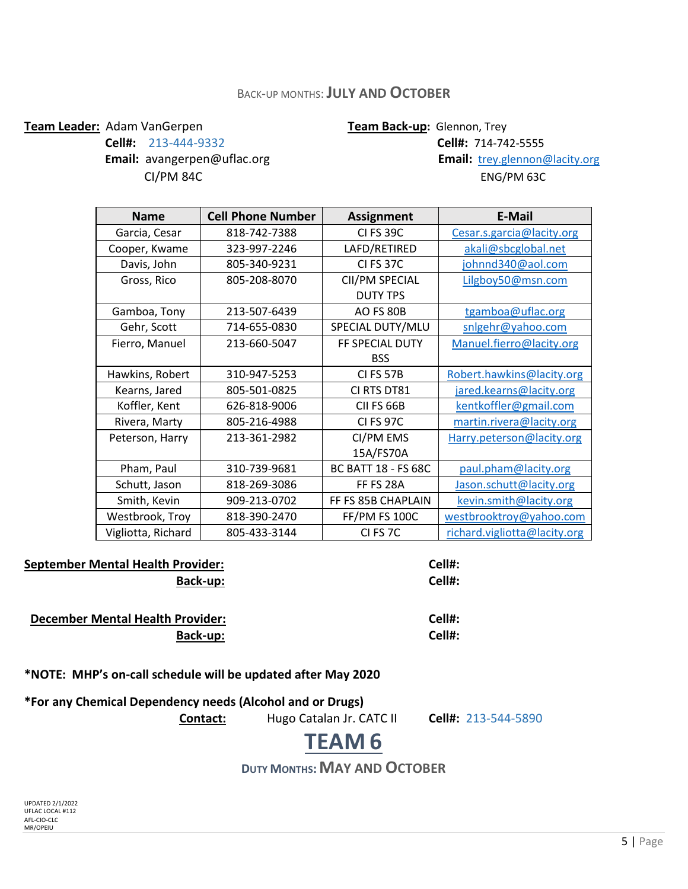Back-up Months: **July and October**

**Team Leader:** Adam VanGerpen
**Cell#:** 213-444-9332
**Email:** avangerpen@uflac.org
CI/PM 84C

**Team Back-up:** Glennon, Trey
**Cell#:** 714-742-5555
**Email:** trey.glennon@lacity.org
ENG/PM 63C

| Name | Cell Phone Number | Assignment | E-Mail |
|---|---|---|---|
| Garcia, Cesar | 818-742-7388 | CI FS 39C | Cesar.s.garcia@lacity.org |
| Cooper, Kwame | 323-997-2246 | LAFD/RETIRED | akali@sbcglobal.net |
| Davis, John | 805-340-9231 | CI FS 37C | johnnd340@aol.com |
| Gross, Rico | 805-208-8070 | CII/PM SPECIAL DUTY TPS | Lilgboy50@msn.com |
| Gamboa, Tony | 213-507-6439 | AO FS 80B | tgamboa@uflac.org |
| Gehr, Scott | 714-655-0830 | SPECIAL DUTY/MLU | snlgehr@yahoo.com |
| Fierro, Manuel | 213-660-5047 | FF SPECIAL DUTY BSS | Manuel.fierro@lacity.org |
| Hawkins, Robert | 310-947-5253 | CI FS 57B | Robert.hawkins@lacity.org |
| Kearns, Jared | 805-501-0825 | CI RTS DT81 | jared.kearns@lacity.org |
| Koffler, Kent | 626-818-9006 | CII FS 66B | kentkoffler@gmail.com |
| Rivera, Marty | 805-216-4988 | CI FS 97C | martin.rivera@lacity.org |
| Peterson, Harry | 213-361-2982 | CI/PM EMS 15A/FS70A | Harry.peterson@lacity.org |
| Pham, Paul | 310-739-9681 | BC BATT 18 - FS 68C | paul.pham@lacity.org |
| Schutt, Jason | 818-269-3086 | FF FS 28A | Jason.schutt@lacity.org |
| Smith, Kevin | 909-213-0702 | FF FS 85B CHAPLAIN | kevin.smith@lacity.org |
| Westbrook, Troy | 818-390-2470 | FF/PM FS 100C | westbrooktroy@yahoo.com |
| Vigliotta, Richard | 805-433-3144 | CI FS 7C | richard.vigliotta@lacity.org |

**September Mental Health Provider:** **Cell#:**
**Back-up:** **Cell#:**

**December Mental Health Provider:** **Cell#:**
**Back-up:** **Cell#:**

**\*NOTE: MHP's on-call schedule will be updated after May 2020**

**\*For any Chemical Dependency needs (Alcohol and or Drugs)**
**Contact:** Hugo Catalan Jr. CATC II **Cell#:** 213-544-5890

# TEAM 6

**Duty Months: May and October**

UPDATED 2/1/2022
UFLAC LOCAL #112
AFL-CIO-CLC
MR/OPEIU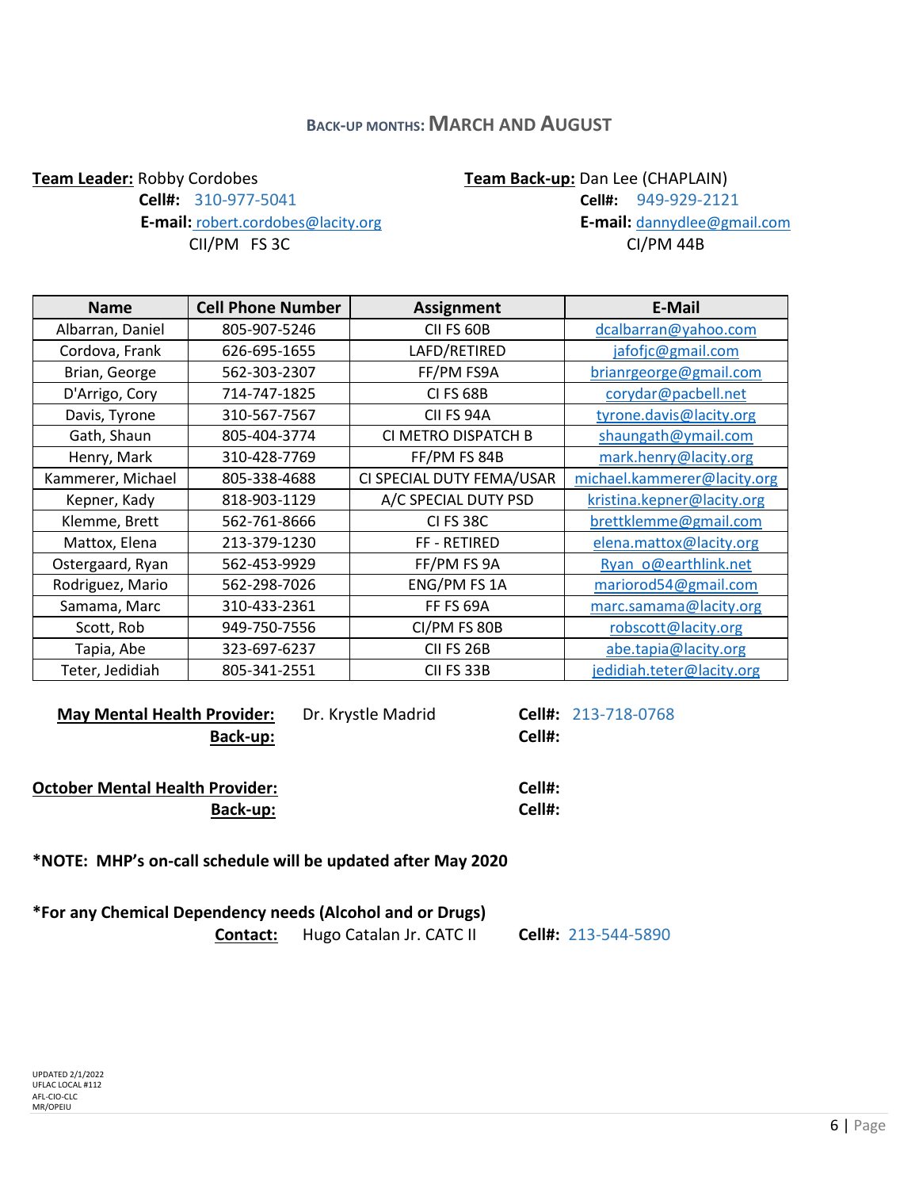## BACK-UP MONTHS: MARCH AND AUGUST

**Team Leader:** Robby Cordobes
**Cell#:** 310-977-5041
**E-mail:** robert.cordobes@lacity.org
CII/PM FS 3C

**Team Back-up:** Dan Lee (CHAPLAIN)
**Cell#:** 949-929-2121
**E-mail:** dannydlee@gmail.com
CI/PM 44B

| Name | Cell Phone Number | Assignment | E-Mail |
|---|---|---|---|
| Albarran, Daniel | 805-907-5246 | CII FS 60B | dcalbarran@yahoo.com |
| Cordova, Frank | 626-695-1655 | LAFD/RETIRED | jafofjc@gmail.com |
| Brian, George | 562-303-2307 | FF/PM FS9A | brianrgeorge@gmail.com |
| D'Arrigo, Cory | 714-747-1825 | CI FS 68B | corydar@pacbell.net |
| Davis, Tyrone | 310-567-7567 | CII FS 94A | tyrone.davis@lacity.org |
| Gath, Shaun | 805-404-3774 | CI METRO DISPATCH B | shaungath@ymail.com |
| Henry, Mark | 310-428-7769 | FF/PM FS 84B | mark.henry@lacity.org |
| Kammerer, Michael | 805-338-4688 | CI SPECIAL DUTY FEMA/USAR | michael.kammerer@lacity.org |
| Kepner, Kady | 818-903-1129 | A/C SPECIAL DUTY PSD | kristina.kepner@lacity.org |
| Klemme, Brett | 562-761-8666 | CI FS 38C | brettklemme@gmail.com |
| Mattox, Elena | 213-379-1230 | FF - RETIRED | elena.mattox@lacity.org |
| Ostergaard, Ryan | 562-453-9929 | FF/PM FS 9A | Ryan_o@earthlink.net |
| Rodriguez, Mario | 562-298-7026 | ENG/PM FS 1A | mariorod54@gmail.com |
| Samama, Marc | 310-433-2361 | FF FS 69A | marc.samama@lacity.org |
| Scott, Rob | 949-750-7556 | CI/PM FS 80B | robscott@lacity.org |
| Tapia, Abe | 323-697-6237 | CII FS 26B | abe.tapia@lacity.org |
| Teter, Jedidiah | 805-341-2551 | CII FS 33B | jedidiah.teter@lacity.org |

**May Mental Health Provider:** Dr. Krystle Madrid **Cell#:** 213-718-0768
**Back-up:** **Cell#:**

**October Mental Health Provider:** **Cell#:**
**Back-up:** **Cell#:**

**\*NOTE: MHP's on-call schedule will be updated after May 2020**

**\*For any Chemical Dependency needs (Alcohol and or Drugs)**
**Contact:** Hugo Catalan Jr. CATC II **Cell#:** 213-544-5890

UPDATED 2/1/2022
UFLAC LOCAL #112
AFL-CIO-CLC
MR/OPEIU